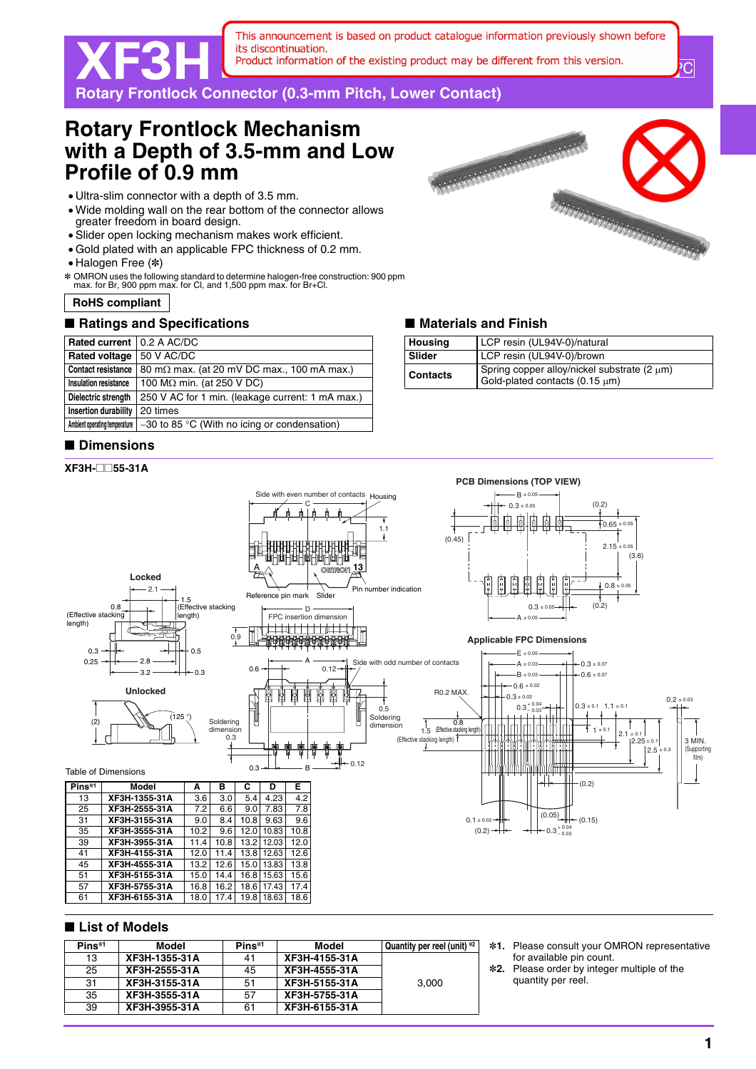This announcement is based on product catalogue information previously shown before its discontinuation.
Product information of the existing product may be different from this version.

# XF3H

**Rotary Frontlock Connector (0.3-mm Pitch, Lower Contact)**

## Rotary Frontlock Mechanism with a Depth of 3.5-mm and Low Profile of 0.9 mm

- Ultra-slim connector with a depth of 3.5 mm.
- Wide molding wall on the rear bottom of the connector allows greater freedom in board design.
- Slider open locking mechanism makes work efficient.
- Gold plated with an applicable FPC thickness of 0.2 mm.
- Halogen Free (✻)

✻ OMRON uses the following standard to determine halogen-free construction: 900 ppm max. for Br, 900 ppm max. for Cl, and 1,500 ppm max. for Br+Cl.

**RoHS compliant**

## ■ Ratings and Specifications

| | |
|---|---|
| Rated current | 0.2 A AC/DC |
| Rated voltage | 50 V AC/DC |
| Contact resistance | 80 mΩ max. (at 20 mV DC max., 100 mA max.) |
| Insulation resistance | 100 MΩ min. (at 250 V DC) |
| Dielectric strength | 250 V AC for 1 min. (leakage current: 1 mA max.) |
| Insertion durability | 20 times |
| Ambient operating temperature | −30 to 85 °C (With no icing or condensation) |

## ■ Materials and Finish

| | |
|---|---|
| Housing | LCP resin (UL94V-0)/natural |
| Slider | LCP resin (UL94V-0)/brown |
| Contacts | Spring copper alloy/nickel substrate (2 μm)<br>Gold-plated contacts (0.15 μm) |

## ■ Dimensions

**XF3H-□□55-31A**

Table of Dimensions

| Pins*1 | Model | A | B | C | D | E |
|---|---|---|---|---|---|---|
| 13 | XF3H-1355-31A | 3.6 | 3.0 | 5.4 | 4.23 | 4.2 |
| 25 | XF3H-2555-31A | 7.2 | 6.6 | 9.0 | 7.83 | 7.8 |
| 31 | XF3H-3155-31A | 9.0 | 8.4 | 10.8 | 9.63 | 9.6 |
| 35 | XF3H-3555-31A | 10.2 | 9.6 | 12.0 | 10.83 | 10.8 |
| 39 | XF3H-3955-31A | 11.4 | 10.8 | 13.2 | 12.03 | 12.0 |
| 41 | XF3H-4155-31A | 12.0 | 11.4 | 13.8 | 12.63 | 12.6 |
| 45 | XF3H-4555-31A | 13.2 | 12.6 | 15.0 | 13.83 | 13.8 |
| 51 | XF3H-5155-31A | 15.0 | 14.4 | 16.8 | 15.63 | 15.6 |
| 57 | XF3H-5755-31A | 16.8 | 16.2 | 18.6 | 17.43 | 17.4 |
| 61 | XF3H-6155-31A | 18.0 | 17.4 | 19.8 | 18.63 | 18.6 |

## ■ List of Models

| Pins*1 | Model | Pins*1 | Model | Quantity per reel (unit) *2 |
|---|---|---|---|---|
| 13 | XF3H-1355-31A | 41 | XF3H-4155-31A | 3,000 |
| 25 | XF3H-2555-31A | 45 | XF3H-4555-31A | |
| 31 | XF3H-3155-31A | 51 | XF3H-5155-31A | |
| 35 | XF3H-3555-31A | 57 | XF3H-5755-31A | |
| 39 | XF3H-3955-31A | 61 | XF3H-6155-31A | |

✻1. Please consult your OMRON representative for available pin count.
✻2. Please order by integer multiple of the quantity per reel.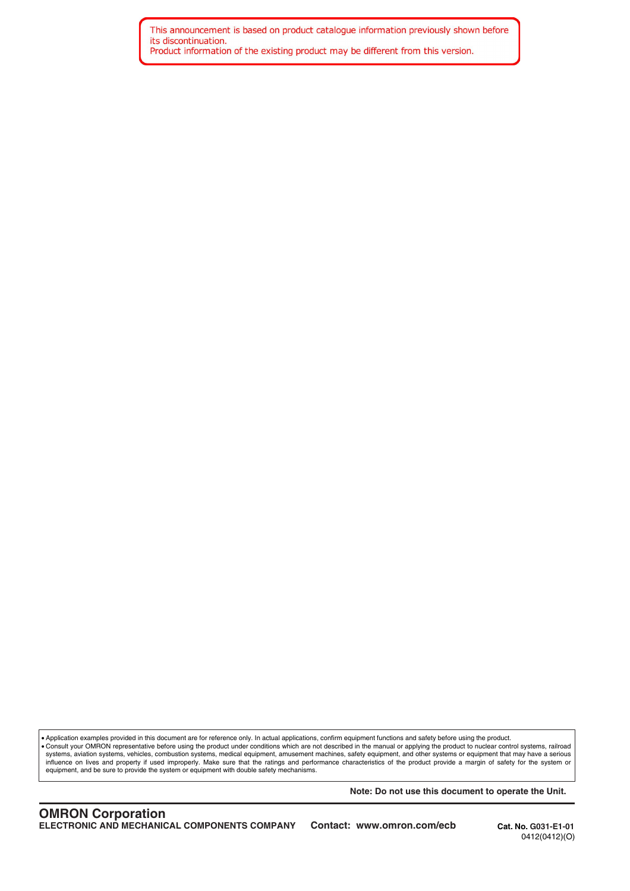This announcement is based on product catalogue information previously shown before its discontinuation.
Product information of the existing product may be different from this version.

- Application examples provided in this document are for reference only. In actual applications, confirm equipment functions and safety before using the product.
- Consult your OMRON representative before using the product under conditions which are not described in the manual or applying the product to nuclear control systems, railroad systems, aviation systems, vehicles, combustion systems, medical equipment, amusement machines, safety equipment, and other systems or equipment that may have a serious influence on lives and property if used improperly. Make sure that the ratings and performance characteristics of the product provide a margin of safety for the system or equipment, and be sure to provide the system or equipment with double safety mechanisms.

**Note: Do not use this document to operate the Unit.**

**OMRON Corporation**
**ELECTRONIC AND MECHANICAL COMPONENTS COMPANY**

**Contact: www.omron.com/ecb**

**Cat. No. G031-E1-01**
0412(0412)(O)